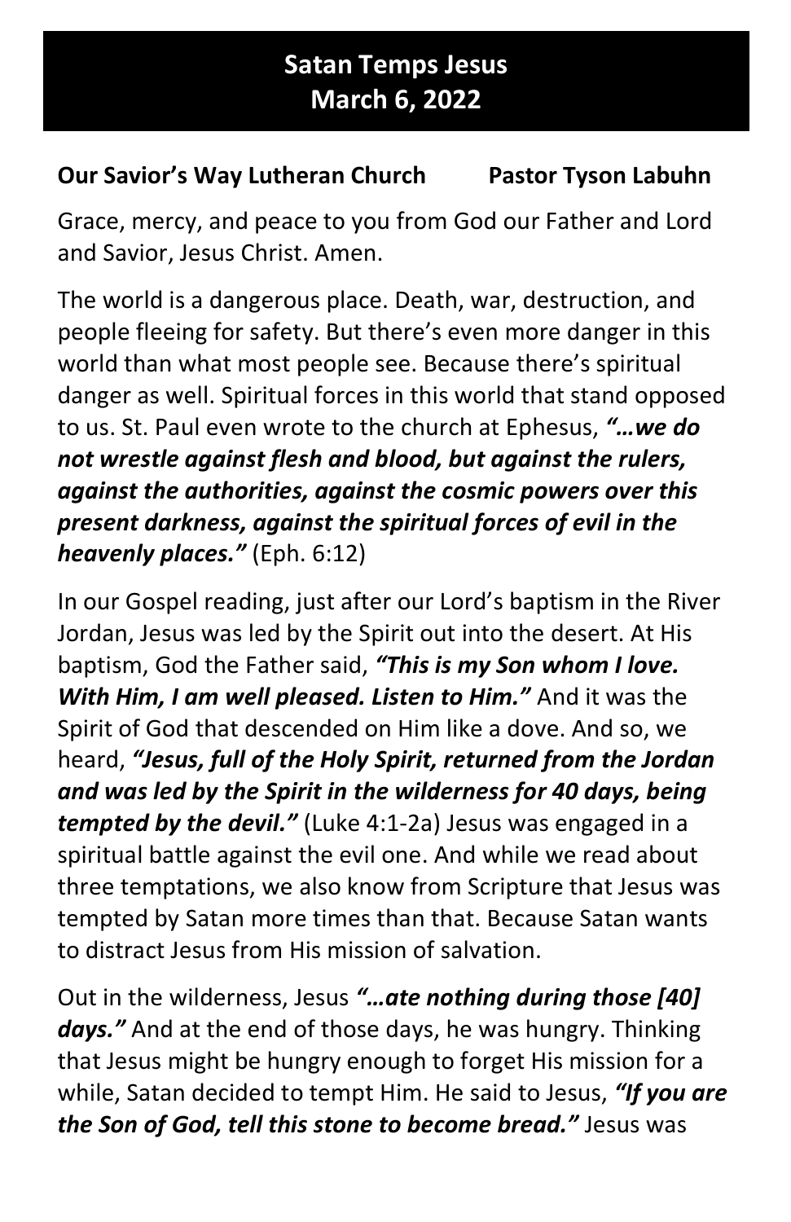# Satan Temps Jesus
# March 6, 2022

**Our Savior's Way Lutheran Church        Pastor Tyson Labuhn**

Grace, mercy, and peace to you from God our Father and Lord and Savior, Jesus Christ. Amen.

The world is a dangerous place. Death, war, destruction, and people fleeing for safety. But there's even more danger in this world than what most people see. Because there's spiritual danger as well. Spiritual forces in this world that stand opposed to us. St. Paul even wrote to the church at Ephesus, ***"…we do not wrestle against flesh and blood, but against the rulers, against the authorities, against the cosmic powers over this present darkness, against the spiritual forces of evil in the heavenly places."*** (Eph. 6:12)

In our Gospel reading, just after our Lord's baptism in the River Jordan, Jesus was led by the Spirit out into the desert. At His baptism, God the Father said, ***"This is my Son whom I love. With Him, I am well pleased. Listen to Him."*** And it was the Spirit of God that descended on Him like a dove. And so, we heard, ***"Jesus, full of the Holy Spirit, returned from the Jordan and was led by the Spirit in the wilderness for 40 days, being tempted by the devil."*** (Luke 4:1-2a) Jesus was engaged in a spiritual battle against the evil one. And while we read about three temptations, we also know from Scripture that Jesus was tempted by Satan more times than that. Because Satan wants to distract Jesus from His mission of salvation.

Out in the wilderness, Jesus ***"…ate nothing during those [40] days."*** And at the end of those days, he was hungry. Thinking that Jesus might be hungry enough to forget His mission for a while, Satan decided to tempt Him. He said to Jesus, ***"If you are the Son of God, tell this stone to become bread."*** Jesus was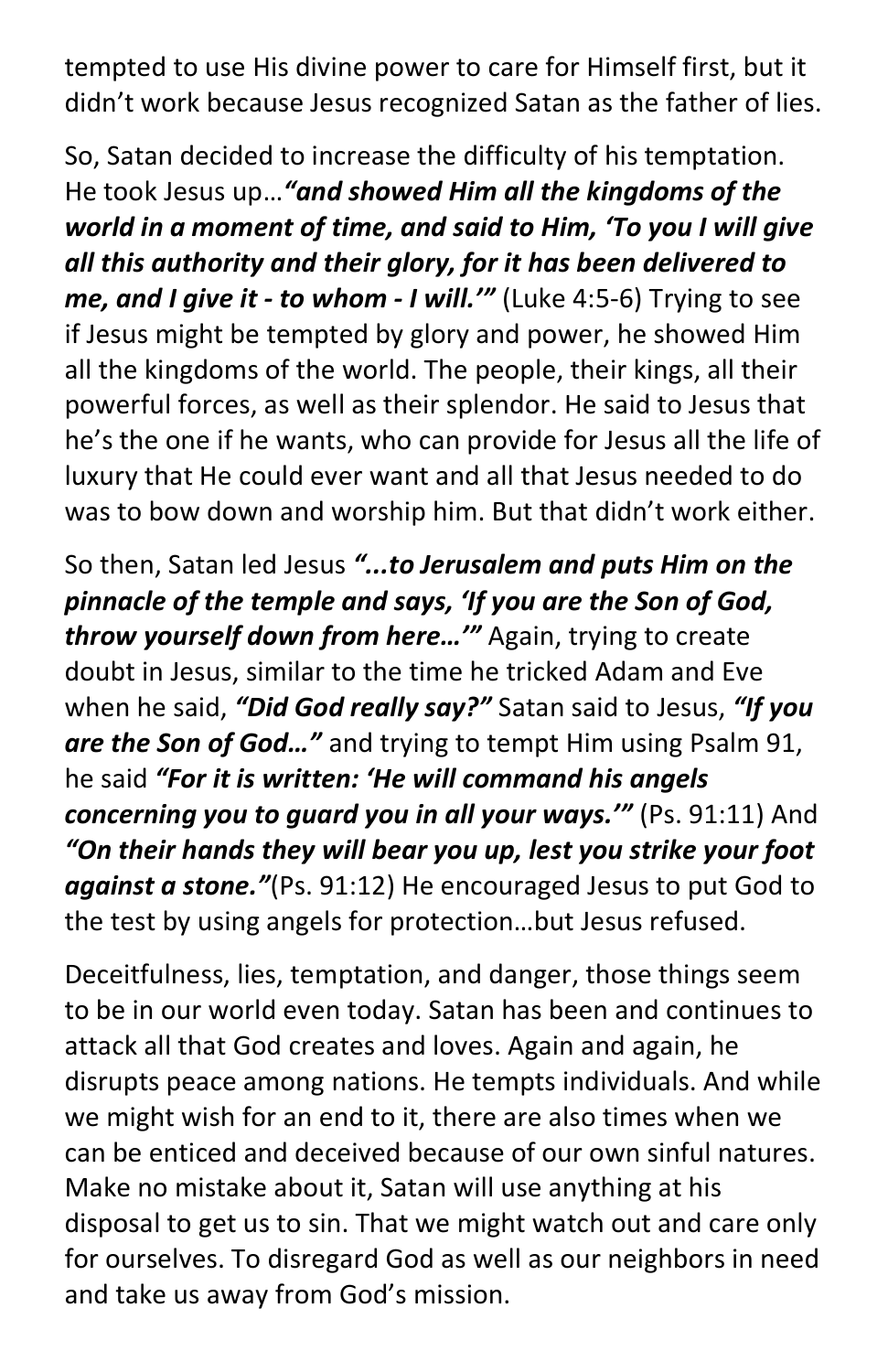tempted to use His divine power to care for Himself first, but it didn't work because Jesus recognized Satan as the father of lies.

So, Satan decided to increase the difficulty of his temptation. He took Jesus up…***"and showed Him all the kingdoms of the world in a moment of time, and said to Him, 'To you I will give all this authority and their glory, for it has been delivered to me, and I give it - to whom - I will.'"*** (Luke 4:5-6) Trying to see if Jesus might be tempted by glory and power, he showed Him all the kingdoms of the world. The people, their kings, all their powerful forces, as well as their splendor. He said to Jesus that he's the one if he wants, who can provide for Jesus all the life of luxury that He could ever want and all that Jesus needed to do was to bow down and worship him. But that didn't work either.

So then, Satan led Jesus ***"...to Jerusalem and puts Him on the pinnacle of the temple and says, 'If you are the Son of God, throw yourself down from here…'"*** Again, trying to create doubt in Jesus, similar to the time he tricked Adam and Eve when he said, ***"Did God really say?"*** Satan said to Jesus, ***"If you are the Son of God…"*** and trying to tempt Him using Psalm 91, he said ***"For it is written: 'He will command his angels concerning you to guard you in all your ways.'"*** (Ps. 91:11) And ***"On their hands they will bear you up, lest you strike your foot against a stone."***(Ps. 91:12) He encouraged Jesus to put God to the test by using angels for protection…but Jesus refused.

Deceitfulness, lies, temptation, and danger, those things seem to be in our world even today. Satan has been and continues to attack all that God creates and loves. Again and again, he disrupts peace among nations. He tempts individuals. And while we might wish for an end to it, there are also times when we can be enticed and deceived because of our own sinful natures. Make no mistake about it, Satan will use anything at his disposal to get us to sin. That we might watch out and care only for ourselves. To disregard God as well as our neighbors in need and take us away from God's mission.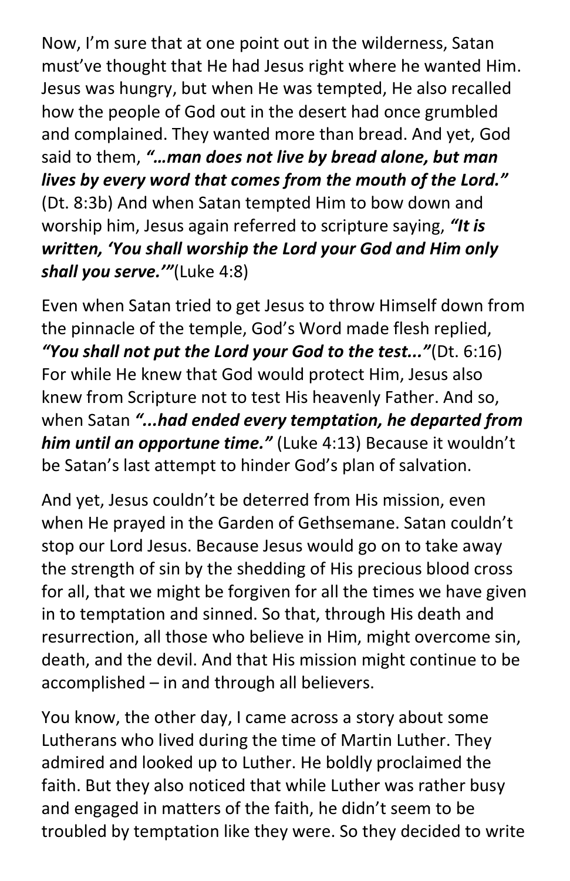Now, I'm sure that at one point out in the wilderness, Satan must've thought that He had Jesus right where he wanted Him. Jesus was hungry, but when He was tempted, He also recalled how the people of God out in the desert had once grumbled and complained. They wanted more than bread. And yet, God said to them, ***"…man does not live by bread alone, but man lives by every word that comes from the mouth of the Lord."*** (Dt. 8:3b) And when Satan tempted Him to bow down and worship him, Jesus again referred to scripture saying, ***"It is written, 'You shall worship the Lord your God and Him only shall you serve.'"***(Luke 4:8)

Even when Satan tried to get Jesus to throw Himself down from the pinnacle of the temple, God's Word made flesh replied, ***"You shall not put the Lord your God to the test..."***(Dt. 6:16) For while He knew that God would protect Him, Jesus also knew from Scripture not to test His heavenly Father. And so, when Satan ***"...had ended every temptation, he departed from him until an opportune time."*** (Luke 4:13) Because it wouldn't be Satan's last attempt to hinder God's plan of salvation.

And yet, Jesus couldn't be deterred from His mission, even when He prayed in the Garden of Gethsemane. Satan couldn't stop our Lord Jesus. Because Jesus would go on to take away the strength of sin by the shedding of His precious blood cross for all, that we might be forgiven for all the times we have given in to temptation and sinned. So that, through His death and resurrection, all those who believe in Him, might overcome sin, death, and the devil. And that His mission might continue to be accomplished – in and through all believers.

You know, the other day, I came across a story about some Lutherans who lived during the time of Martin Luther. They admired and looked up to Luther. He boldly proclaimed the faith. But they also noticed that while Luther was rather busy and engaged in matters of the faith, he didn't seem to be troubled by temptation like they were. So they decided to write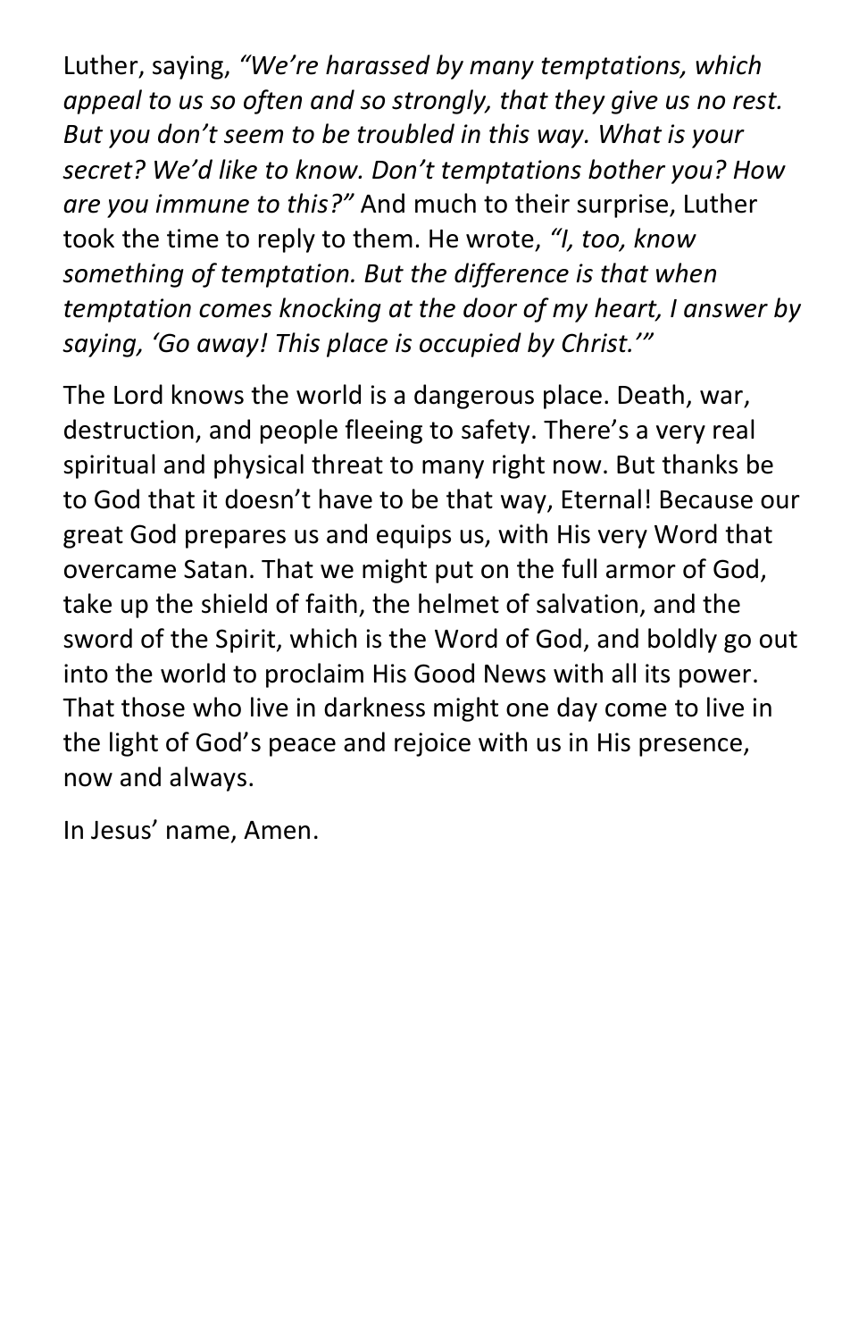Luther, saying, *“We’re harassed by many temptations, which appeal to us so often and so strongly, that they give us no rest. But you don’t seem to be troubled in this way. What is your secret? We’d like to know. Don’t temptations bother you? How are you immune to this?”* And much to their surprise, Luther took the time to reply to them. He wrote, *“I, too, know something of temptation. But the difference is that when temptation comes knocking at the door of my heart, I answer by saying, ‘Go away! This place is occupied by Christ.’”*

The Lord knows the world is a dangerous place. Death, war, destruction, and people fleeing to safety. There’s a very real spiritual and physical threat to many right now. But thanks be to God that it doesn’t have to be that way, Eternal! Because our great God prepares us and equips us, with His very Word that overcame Satan. That we might put on the full armor of God, take up the shield of faith, the helmet of salvation, and the sword of the Spirit, which is the Word of God, and boldly go out into the world to proclaim His Good News with all its power. That those who live in darkness might one day come to live in the light of God’s peace and rejoice with us in His presence, now and always.

In Jesus’ name, Amen.